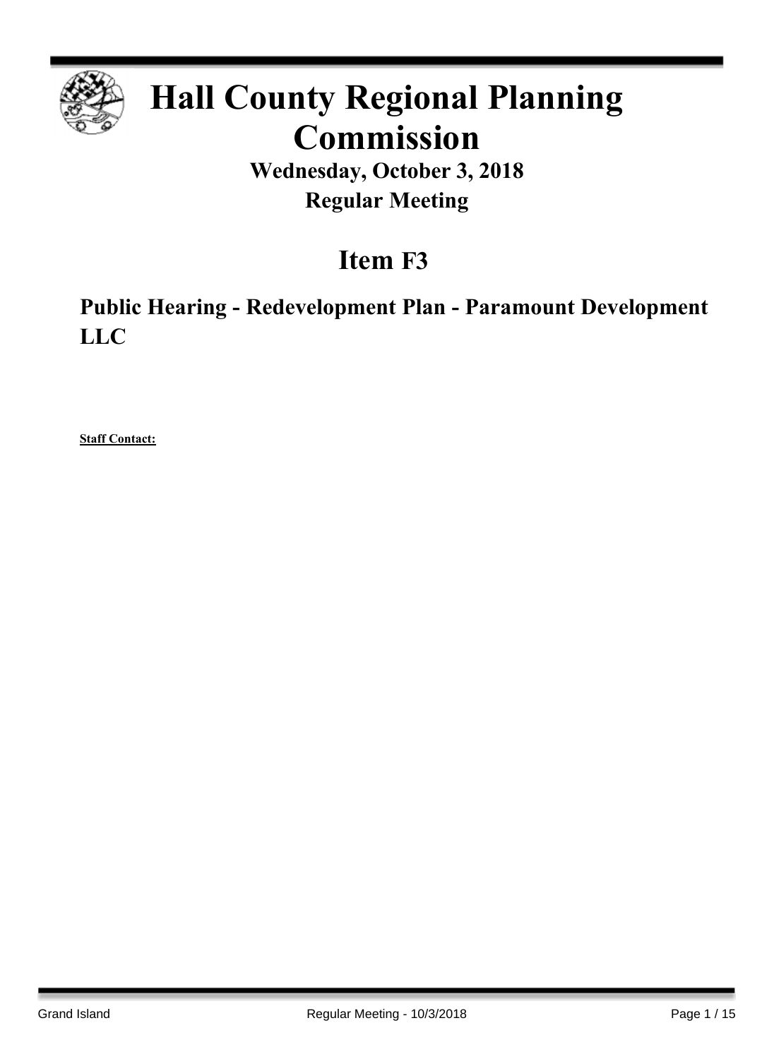# Hall County Regional Planning Commission

## Wednesday, October 3, 2018

## Regular Meeting

# Item F3

### Public Hearing - Redevelopment Plan - Paramount Development LLC

**Staff Contact:**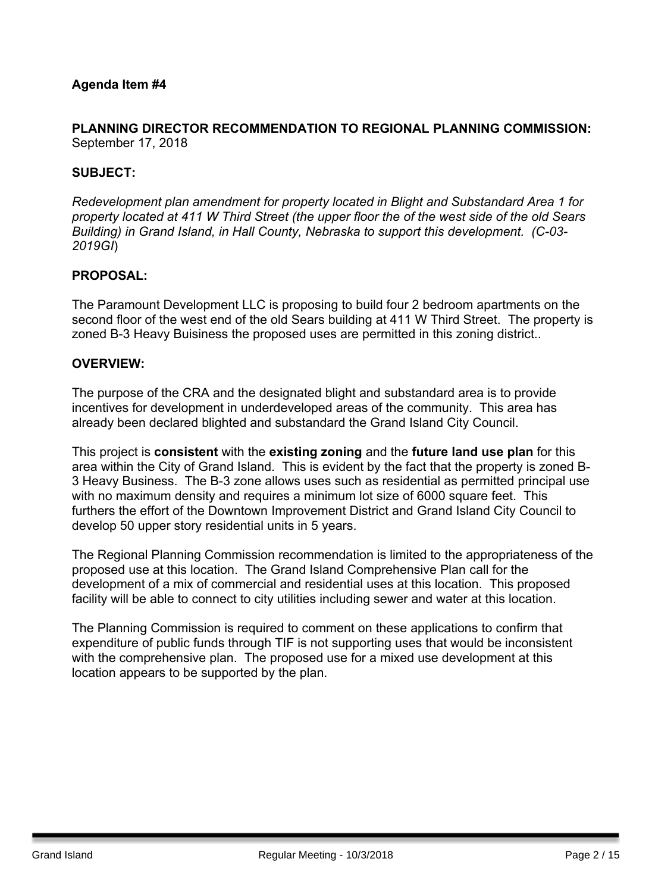**Agenda Item #4**

**PLANNING DIRECTOR RECOMMENDATION TO REGIONAL PLANNING COMMISSION:**
September 17, 2018

**SUBJECT:**

*Redevelopment plan amendment for property located in Blight and Substandard Area 1 for property located at 411 W Third Street (the upper floor the of the west side of the old Sears Building) in Grand Island, in Hall County, Nebraska to support this development. (C-03-2019GI*)

**PROPOSAL:**

The Paramount Development LLC is proposing to build four 2 bedroom apartments on the second floor of the west end of the old Sears building at 411 W Third Street. The property is zoned B-3 Heavy Buisiness the proposed uses are permitted in this zoning district..

**OVERVIEW:**

The purpose of the CRA and the designated blight and substandard area is to provide incentives for development in underdeveloped areas of the community. This area has already been declared blighted and substandard the Grand Island City Council.

This project is **consistent** with the **existing zoning** and the **future land use plan** for this area within the City of Grand Island. This is evident by the fact that the property is zoned B-3 Heavy Business. The B-3 zone allows uses such as residential as permitted principal use with no maximum density and requires a minimum lot size of 6000 square feet. This furthers the effort of the Downtown Improvement District and Grand Island City Council to develop 50 upper story residential units in 5 years.

The Regional Planning Commission recommendation is limited to the appropriateness of the proposed use at this location. The Grand Island Comprehensive Plan call for the development of a mix of commercial and residential uses at this location. This proposed facility will be able to connect to city utilities including sewer and water at this location.

The Planning Commission is required to comment on these applications to confirm that expenditure of public funds through TIF is not supporting uses that would be inconsistent with the comprehensive plan. The proposed use for a mixed use development at this location appears to be supported by the plan.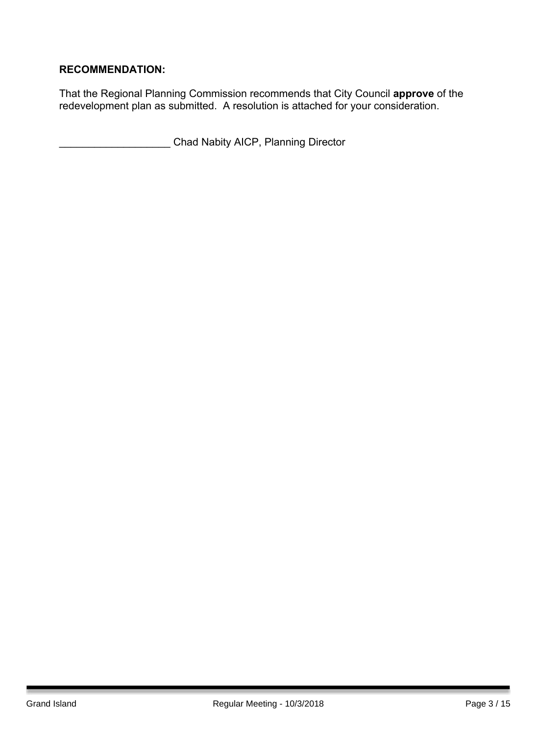**RECOMMENDATION:**

That the Regional Planning Commission recommends that City Council **approve** of the redevelopment plan as submitted. A resolution is attached for your consideration.

___________________ Chad Nabity AICP, Planning Director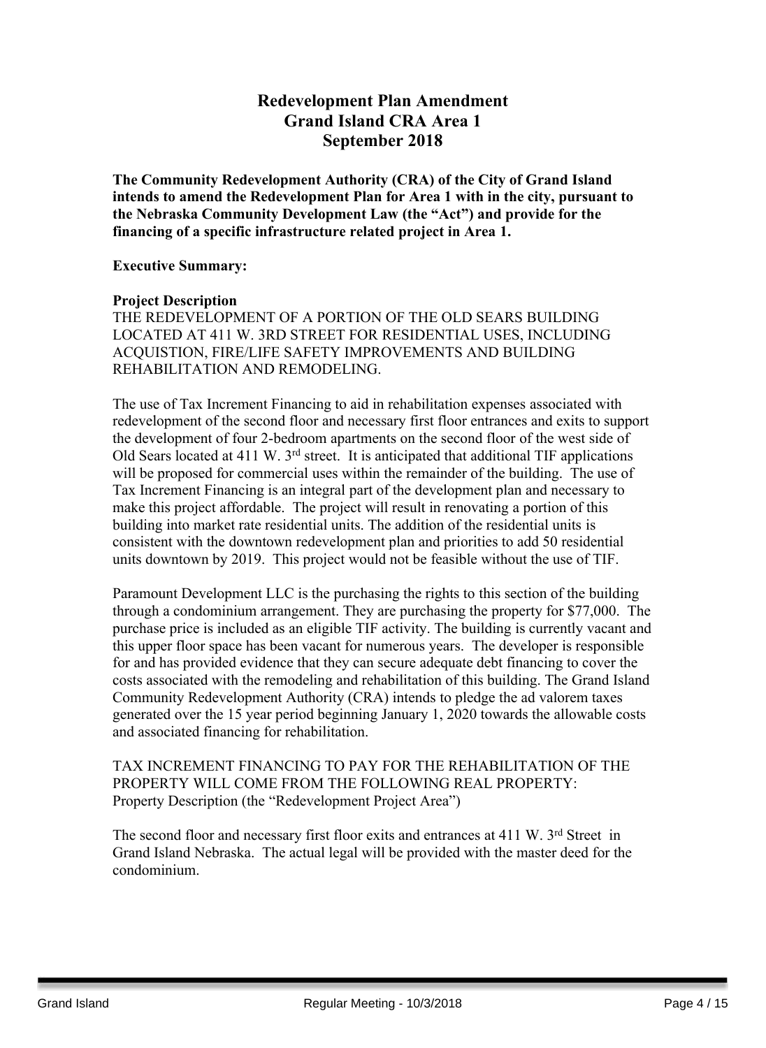# Redevelopment Plan Amendment
# Grand Island CRA Area 1
# September 2018

**The Community Redevelopment Authority (CRA) of the City of Grand Island intends to amend the Redevelopment Plan for Area 1 with in the city, pursuant to the Nebraska Community Development Law (the "Act") and provide for the financing of a specific infrastructure related project in Area 1.**

**Executive Summary:**

**Project Description**

THE REDEVELOPMENT OF A PORTION OF THE OLD SEARS BUILDING LOCATED AT 411 W. 3RD STREET FOR RESIDENTIAL USES, INCLUDING ACQUISTION, FIRE/LIFE SAFETY IMPROVEMENTS AND BUILDING REHABILITATION AND REMODELING.

The use of Tax Increment Financing to aid in rehabilitation expenses associated with redevelopment of the second floor and necessary first floor entrances and exits to support the development of four 2-bedroom apartments on the second floor of the west side of Old Sears located at 411 W. 3rd street. It is anticipated that additional TIF applications will be proposed for commercial uses within the remainder of the building. The use of Tax Increment Financing is an integral part of the development plan and necessary to make this project affordable. The project will result in renovating a portion of this building into market rate residential units. The addition of the residential units is consistent with the downtown redevelopment plan and priorities to add 50 residential units downtown by 2019. This project would not be feasible without the use of TIF.

Paramount Development LLC is the purchasing the rights to this section of the building through a condominium arrangement. They are purchasing the property for $77,000. The purchase price is included as an eligible TIF activity. The building is currently vacant and this upper floor space has been vacant for numerous years. The developer is responsible for and has provided evidence that they can secure adequate debt financing to cover the costs associated with the remodeling and rehabilitation of this building. The Grand Island Community Redevelopment Authority (CRA) intends to pledge the ad valorem taxes generated over the 15 year period beginning January 1, 2020 towards the allowable costs and associated financing for rehabilitation.

TAX INCREMENT FINANCING TO PAY FOR THE REHABILITATION OF THE PROPERTY WILL COME FROM THE FOLLOWING REAL PROPERTY:
Property Description (the "Redevelopment Project Area")

The second floor and necessary first floor exits and entrances at 411 W. 3rd Street in Grand Island Nebraska. The actual legal will be provided with the master deed for the condominium.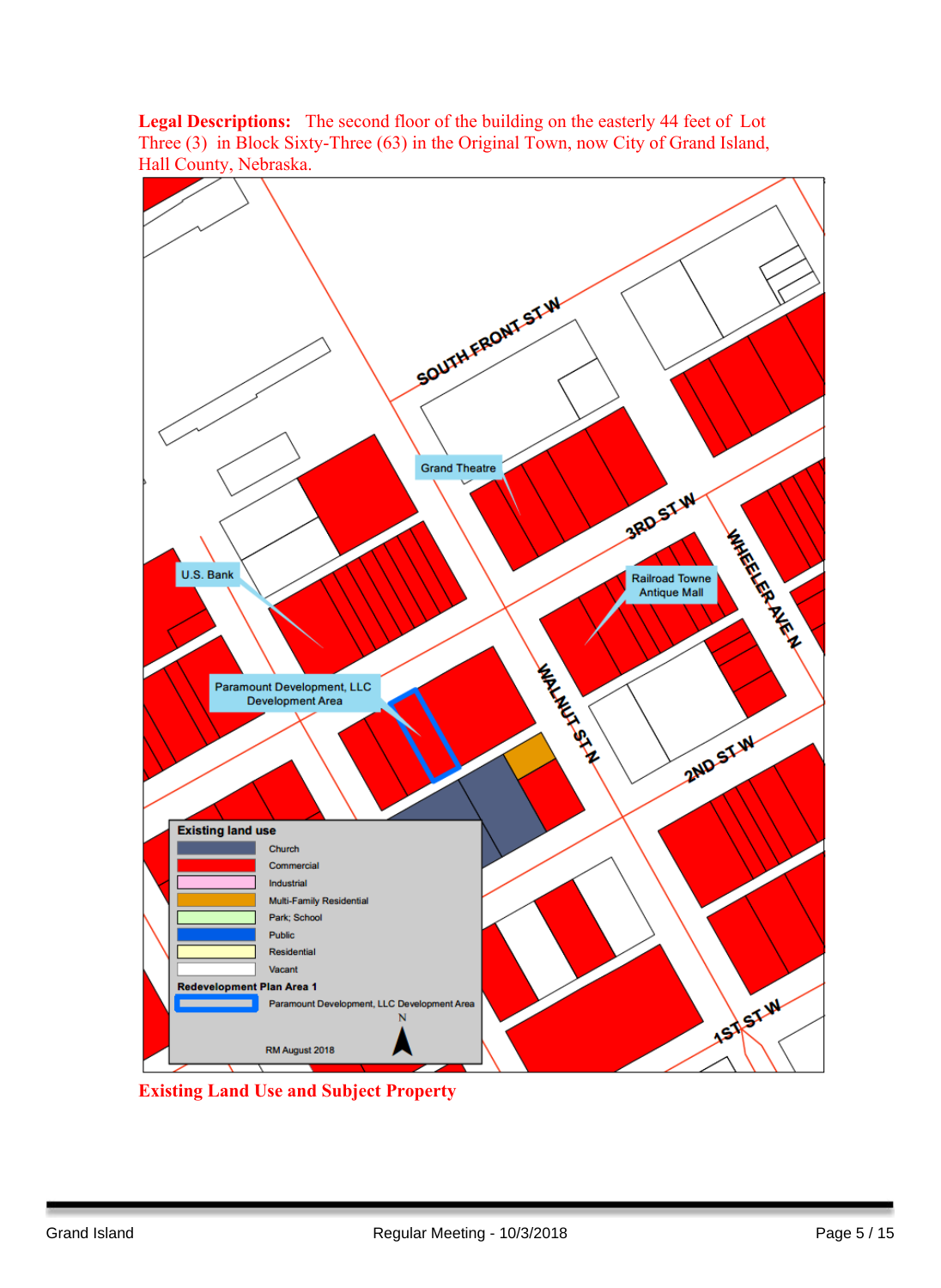**Legal Descriptions:** The second floor of the building on the easterly 44 feet of Lot Three (3) in Block Sixty-Three (63) in the Original Town, now City of Grand Island, Hall County, Nebraska.

SOUTH FRONT ST W

Grand Theatre

3RD ST W

WHEELER AVE N

U.S. Bank

Railroad Towne Antique Mall

Paramount Development, LLC Development Area

WALNUT ST N

2ND ST W

1ST ST W

**Existing land use**

- Church
- Commercial
- Industrial
- Multi-Family Residential
- Park; School
- Public
- Residential
- Vacant

**Redevelopment Plan Area 1**

- Paramount Development, LLC Development Area

N

RM August 2018

**Existing Land Use and Subject Property**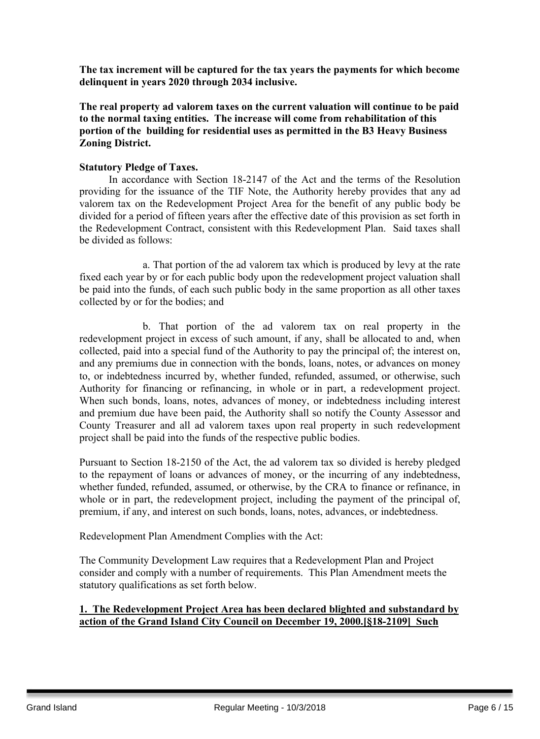**The tax increment will be captured for the tax years the payments for which become delinquent in years 2020 through 2034 inclusive.**

**The real property ad valorem taxes on the current valuation will continue to be paid to the normal taxing entities. The increase will come from rehabilitation of this portion of the building for residential uses as permitted in the B3 Heavy Business Zoning District.**

**Statutory Pledge of Taxes.**

In accordance with Section 18-2147 of the Act and the terms of the Resolution providing for the issuance of the TIF Note, the Authority hereby provides that any ad valorem tax on the Redevelopment Project Area for the benefit of any public body be divided for a period of fifteen years after the effective date of this provision as set forth in the Redevelopment Contract, consistent with this Redevelopment Plan. Said taxes shall be divided as follows:

a. That portion of the ad valorem tax which is produced by levy at the rate fixed each year by or for each public body upon the redevelopment project valuation shall be paid into the funds, of each such public body in the same proportion as all other taxes collected by or for the bodies; and

b. That portion of the ad valorem tax on real property in the redevelopment project in excess of such amount, if any, shall be allocated to and, when collected, paid into a special fund of the Authority to pay the principal of; the interest on, and any premiums due in connection with the bonds, loans, notes, or advances on money to, or indebtedness incurred by, whether funded, refunded, assumed, or otherwise, such Authority for financing or refinancing, in whole or in part, a redevelopment project. When such bonds, loans, notes, advances of money, or indebtedness including interest and premium due have been paid, the Authority shall so notify the County Assessor and County Treasurer and all ad valorem taxes upon real property in such redevelopment project shall be paid into the funds of the respective public bodies.

Pursuant to Section 18-2150 of the Act, the ad valorem tax so divided is hereby pledged to the repayment of loans or advances of money, or the incurring of any indebtedness, whether funded, refunded, assumed, or otherwise, by the CRA to finance or refinance, in whole or in part, the redevelopment project, including the payment of the principal of, premium, if any, and interest on such bonds, loans, notes, advances, or indebtedness.

Redevelopment Plan Amendment Complies with the Act:

The Community Development Law requires that a Redevelopment Plan and Project consider and comply with a number of requirements. This Plan Amendment meets the statutory qualifications as set forth below.

**1. The Redevelopment Project Area has been declared blighted and substandard by action of the Grand Island City Council on December 19, 2000.[§18-2109] Such**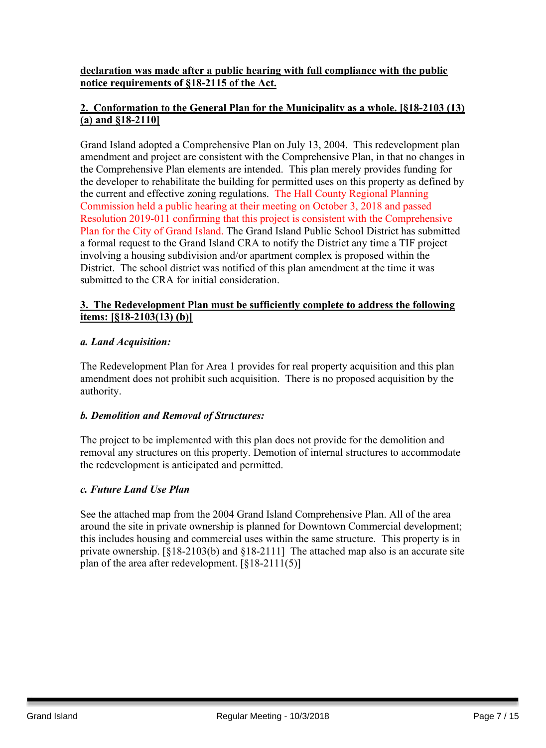**declaration was made after a public hearing with full compliance with the public notice requirements of §18-2115 of the Act.**

**2. Conformation to the General Plan for the Municipality as a whole. [§18-2103 (13) (a) and §18-2110]**

Grand Island adopted a Comprehensive Plan on July 13, 2004. This redevelopment plan amendment and project are consistent with the Comprehensive Plan, in that no changes in the Comprehensive Plan elements are intended. This plan merely provides funding for the developer to rehabilitate the building for permitted uses on this property as defined by the current and effective zoning regulations. The Hall County Regional Planning Commission held a public hearing at their meeting on October 3, 2018 and passed Resolution 2019-011 confirming that this project is consistent with the Comprehensive Plan for the City of Grand Island. The Grand Island Public School District has submitted a formal request to the Grand Island CRA to notify the District any time a TIF project involving a housing subdivision and/or apartment complex is proposed within the District. The school district was notified of this plan amendment at the time it was submitted to the CRA for initial consideration.

**3. The Redevelopment Plan must be sufficiently complete to address the following items: [§18-2103(13) (b)]**

***a. Land Acquisition:***

The Redevelopment Plan for Area 1 provides for real property acquisition and this plan amendment does not prohibit such acquisition. There is no proposed acquisition by the authority.

***b. Demolition and Removal of Structures:***

The project to be implemented with this plan does not provide for the demolition and removal any structures on this property. Demotion of internal structures to accommodate the redevelopment is anticipated and permitted.

***c. Future Land Use Plan***

See the attached map from the 2004 Grand Island Comprehensive Plan. All of the area around the site in private ownership is planned for Downtown Commercial development; this includes housing and commercial uses within the same structure. This property is in private ownership. [§18-2103(b) and §18-2111] The attached map also is an accurate site plan of the area after redevelopment. [§18-2111(5)]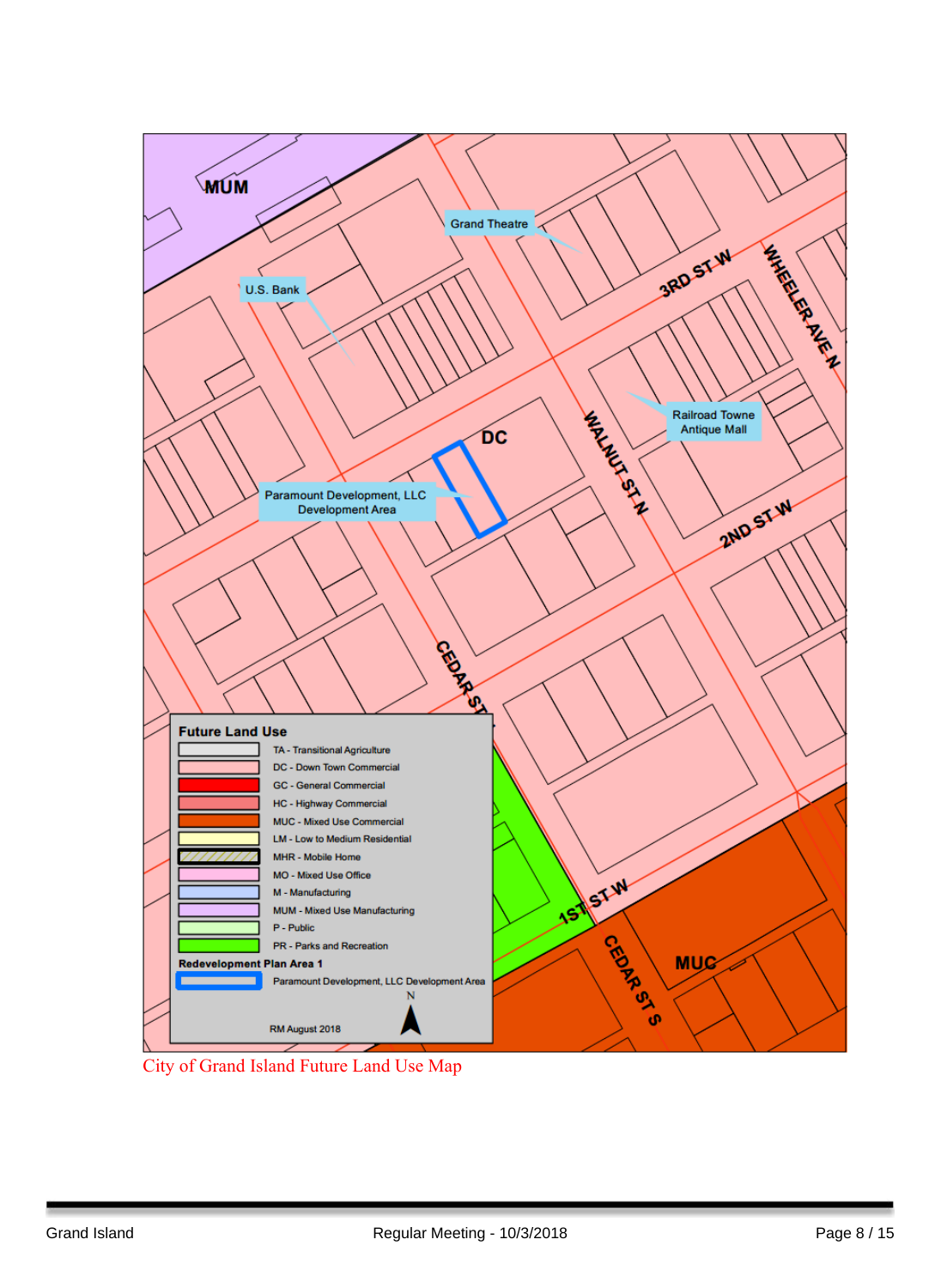MUM

Grand Theatre

U.S. Bank

3RD ST W

WHEELER AVE N

Railroad Towne Antique Mall

DC

WALNUT ST N

Paramount Development, LLC Development Area

2ND ST W

CEDAR ST

1ST ST W

CEDAR ST S

MUC

**Future Land Use**

- TA - Transitional Agriculture
- DC - Down Town Commercial
- GC - General Commercial
- HC - Highway Commercial
- MUC - Mixed Use Commercial
- LM - Low to Medium Residential
- MHR - Mobile Home
- MO - Mixed Use Office
- M - Manufacturing
- MUM - Mixed Use Manufacturing
- P - Public
- PR - Parks and Recreation

**Redevelopment Plan Area 1**

- Paramount Development, LLC Development Area

N

RM August 2018

City of Grand Island Future Land Use Map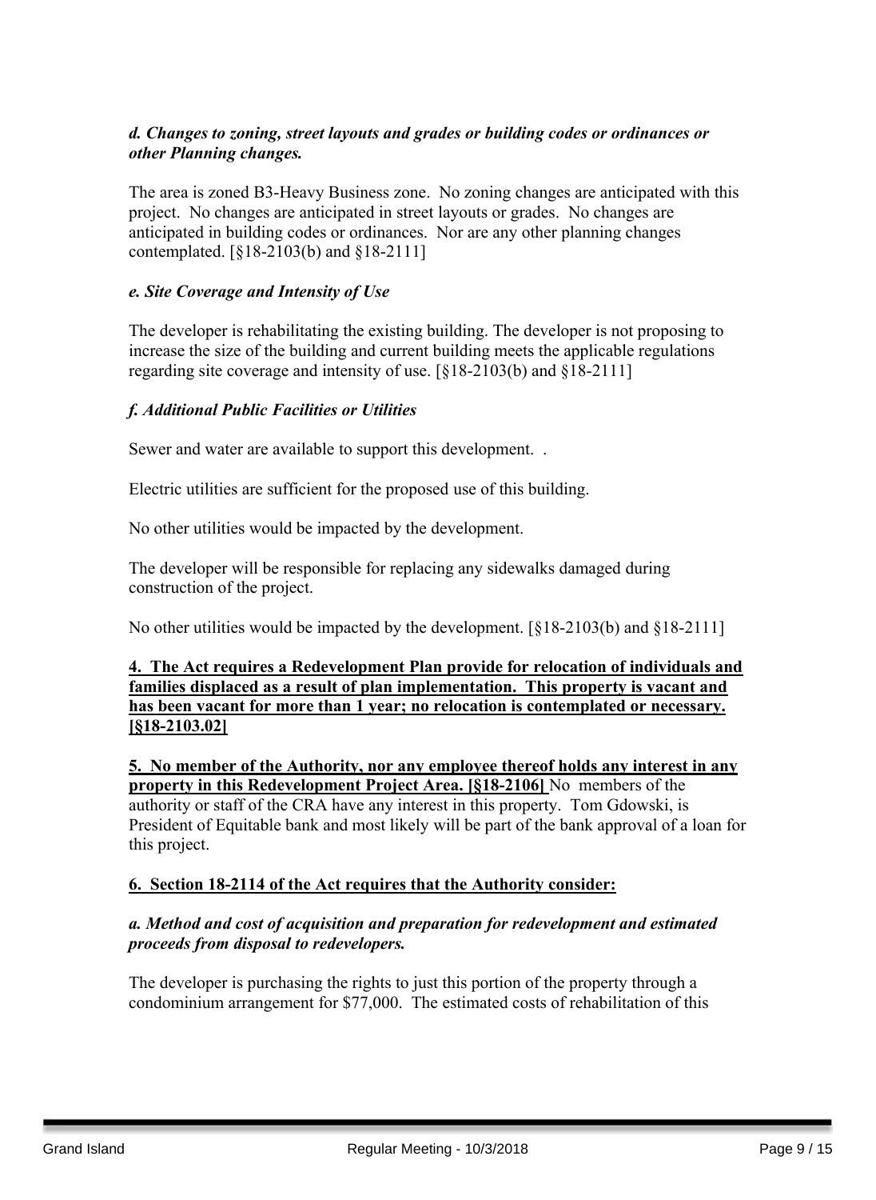***d. Changes to zoning, street layouts and grades or building codes or ordinances or other Planning changes.***

The area is zoned B3-Heavy Business zone. No zoning changes are anticipated with this project. No changes are anticipated in street layouts or grades. No changes are anticipated in building codes or ordinances. Nor are any other planning changes contemplated. [§18-2103(b) and §18-2111]

***e. Site Coverage and Intensity of Use***

The developer is rehabilitating the existing building. The developer is not proposing to increase the size of the building and current building meets the applicable regulations regarding site coverage and intensity of use. [§18-2103(b) and §18-2111]

***f. Additional Public Facilities or Utilities***

Sewer and water are available to support this development. .

Electric utilities are sufficient for the proposed use of this building.

No other utilities would be impacted by the development.

The developer will be responsible for replacing any sidewalks damaged during construction of the project.

No other utilities would be impacted by the development. [§18-2103(b) and §18-2111]

**4. The Act requires a Redevelopment Plan provide for relocation of individuals and families displaced as a result of plan implementation. This property is vacant and has been vacant for more than 1 year; no relocation is contemplated or necessary. [§18-2103.02]**

**5. No member of the Authority, nor any employee thereof holds any interest in any property in this Redevelopment Project Area. [§18-2106]** No members of the authority or staff of the CRA have any interest in this property. Tom Gdowski, is President of Equitable bank and most likely will be part of the bank approval of a loan for this project.

**6. Section 18-2114 of the Act requires that the Authority consider:**

***a. Method and cost of acquisition and preparation for redevelopment and estimated proceeds from disposal to redevelopers.***

The developer is purchasing the rights to just this portion of the property through a condominium arrangement for $77,000. The estimated costs of rehabilitation of this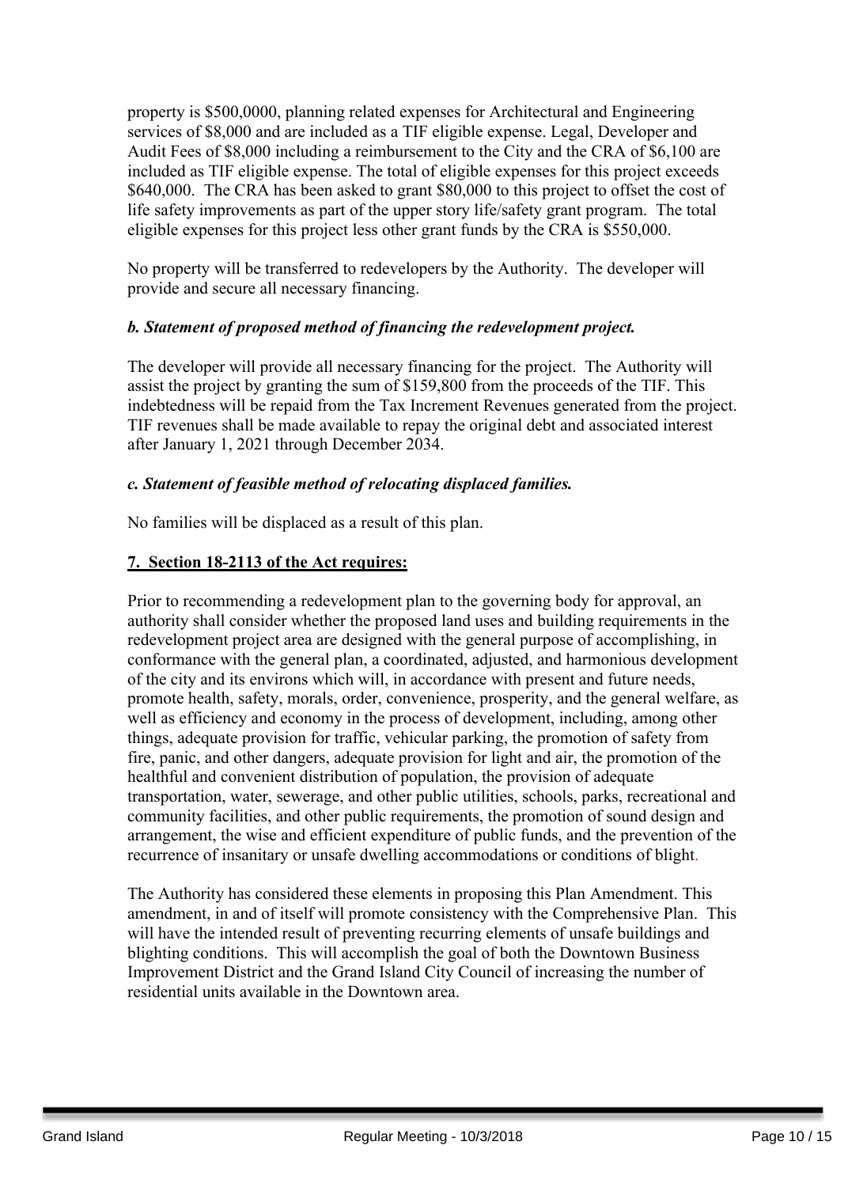property is $500,0000, planning related expenses for Architectural and Engineering services of $8,000 and are included as a TIF eligible expense. Legal, Developer and Audit Fees of $8,000 including a reimbursement to the City and the CRA of $6,100 are included as TIF eligible expense. The total of eligible expenses for this project exceeds $640,000. The CRA has been asked to grant $80,000 to this project to offset the cost of life safety improvements as part of the upper story life/safety grant program. The total eligible expenses for this project less other grant funds by the CRA is $550,000.

No property will be transferred to redevelopers by the Authority. The developer will provide and secure all necessary financing.

***b. Statement of proposed method of financing the redevelopment project.***

The developer will provide all necessary financing for the project. The Authority will assist the project by granting the sum of $159,800 from the proceeds of the TIF. This indebtedness will be repaid from the Tax Increment Revenues generated from the project. TIF revenues shall be made available to repay the original debt and associated interest after January 1, 2021 through December 2034.

***c. Statement of feasible method of relocating displaced families.***

No families will be displaced as a result of this plan.

**7. Section 18-2113 of the Act requires:**

Prior to recommending a redevelopment plan to the governing body for approval, an authority shall consider whether the proposed land uses and building requirements in the redevelopment project area are designed with the general purpose of accomplishing, in conformance with the general plan, a coordinated, adjusted, and harmonious development of the city and its environs which will, in accordance with present and future needs, promote health, safety, morals, order, convenience, prosperity, and the general welfare, as well as efficiency and economy in the process of development, including, among other things, adequate provision for traffic, vehicular parking, the promotion of safety from fire, panic, and other dangers, adequate provision for light and air, the promotion of the healthful and convenient distribution of population, the provision of adequate transportation, water, sewerage, and other public utilities, schools, parks, recreational and community facilities, and other public requirements, the promotion of sound design and arrangement, the wise and efficient expenditure of public funds, and the prevention of the recurrence of insanitary or unsafe dwelling accommodations or conditions of blight.

The Authority has considered these elements in proposing this Plan Amendment. This amendment, in and of itself will promote consistency with the Comprehensive Plan. This will have the intended result of preventing recurring elements of unsafe buildings and blighting conditions. This will accomplish the goal of both the Downtown Business Improvement District and the Grand Island City Council of increasing the number of residential units available in the Downtown area.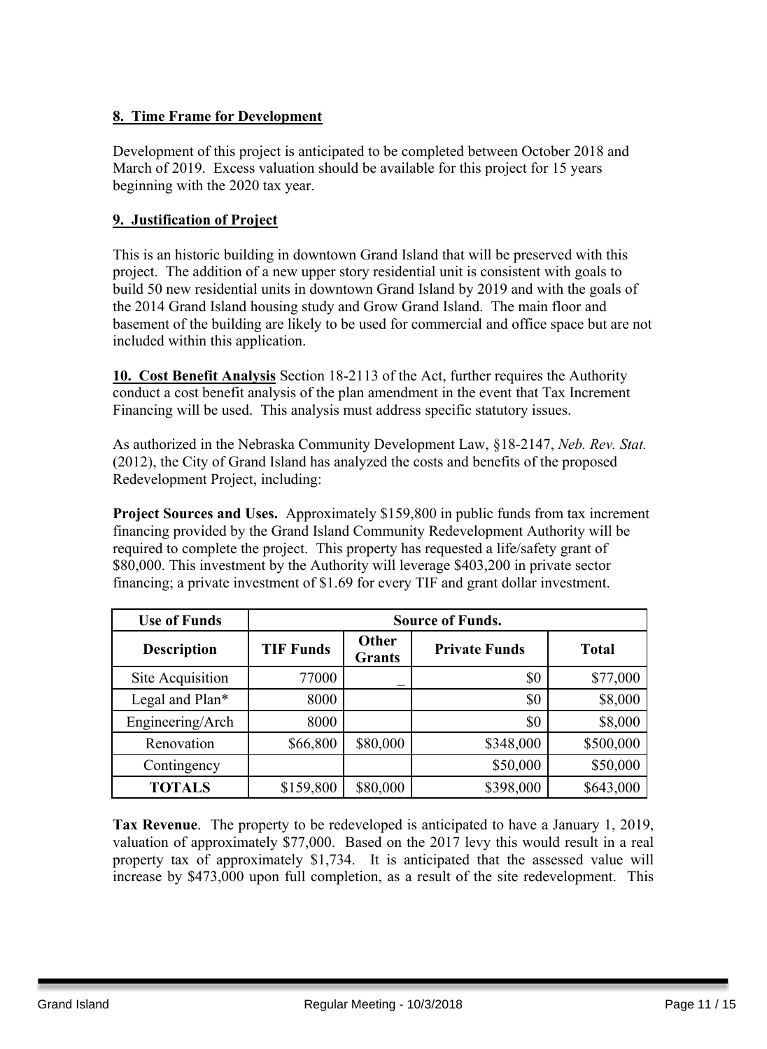**8. Time Frame for Development**

Development of this project is anticipated to be completed between October 2018 and March of 2019. Excess valuation should be available for this project for 15 years beginning with the 2020 tax year.

**9. Justification of Project**

This is an historic building in downtown Grand Island that will be preserved with this project. The addition of a new upper story residential unit is consistent with goals to build 50 new residential units in downtown Grand Island by 2019 and with the goals of the 2014 Grand Island housing study and Grow Grand Island. The main floor and basement of the building are likely to be used for commercial and office space but are not included within this application.

**10. Cost Benefit Analysis** Section 18-2113 of the Act, further requires the Authority conduct a cost benefit analysis of the plan amendment in the event that Tax Increment Financing will be used. This analysis must address specific statutory issues.

As authorized in the Nebraska Community Development Law, §18-2147, *Neb. Rev. Stat.* (2012), the City of Grand Island has analyzed the costs and benefits of the proposed Redevelopment Project, including:

**Project Sources and Uses.** Approximately $159,800 in public funds from tax increment financing provided by the Grand Island Community Redevelopment Authority will be required to complete the project. This property has requested a life/safety grant of $80,000. This investment by the Authority will leverage $403,200 in private sector financing; a private investment of $1.69 for every TIF and grant dollar investment.

| Use of Funds | Source of Funds. | | | |
|---|---|---|---|---|
| **Description** | **TIF Funds** | **Other Grants** | **Private Funds** | **Total** |
| Site Acquisition | 77000 | _ | $0 | $77,000 |
| Legal and Plan* | 8000 | | $0 | $8,000 |
| Engineering/Arch | 8000 | | $0 | $8,000 |
| Renovation | $66,800 | $80,000 | $348,000 | $500,000 |
| Contingency | | | $50,000 | $50,000 |
| **TOTALS** | $159,800 | $80,000 | $398,000 | $643,000 |

**Tax Revenue**. The property to be redeveloped is anticipated to have a January 1, 2019, valuation of approximately $77,000. Based on the 2017 levy this would result in a real property tax of approximately $1,734. It is anticipated that the assessed value will increase by $473,000 upon full completion, as a result of the site redevelopment. This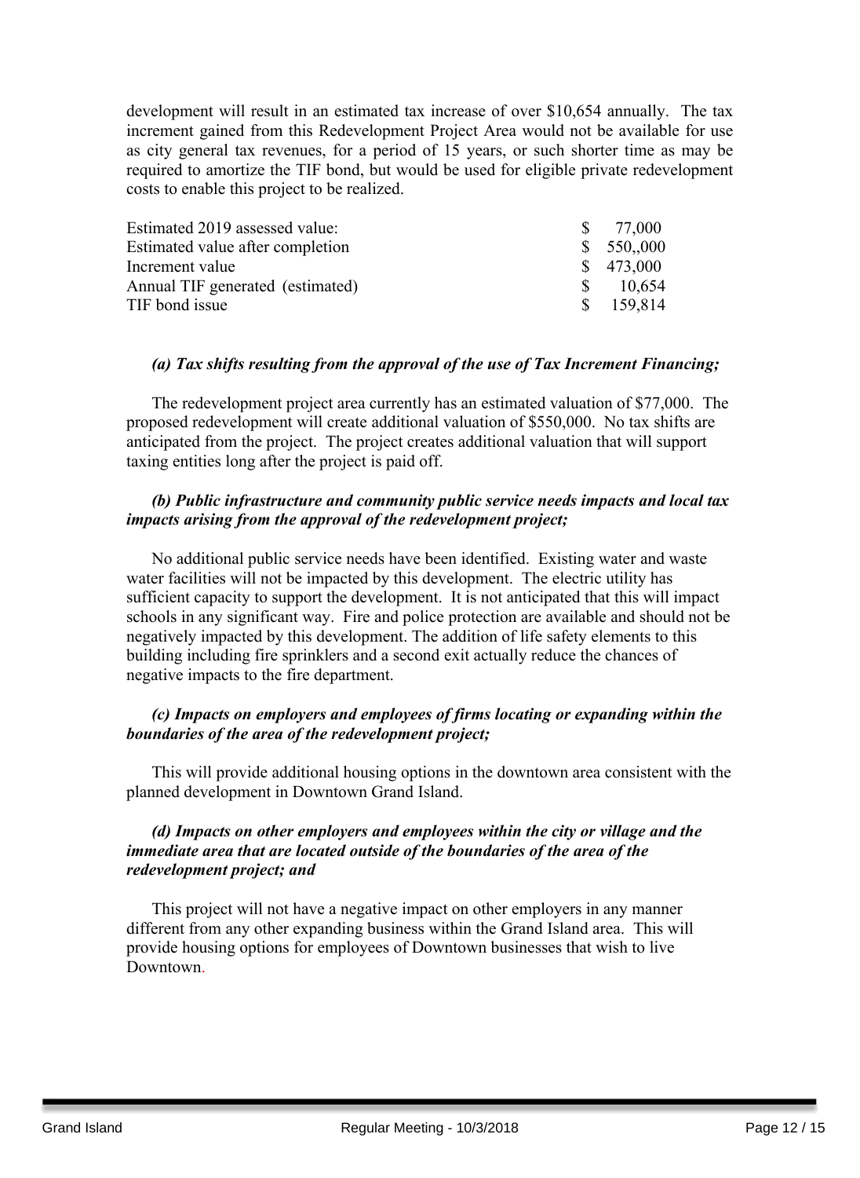development will result in an estimated tax increase of over $10,654 annually. The tax increment gained from this Redevelopment Project Area would not be available for use as city general tax revenues, for a period of 15 years, or such shorter time as may be required to amortize the TIF bond, but would be used for eligible private redevelopment costs to enable this project to be realized.

| | |
|---|---|
| Estimated 2019 assessed value: | $ 77,000 |
| Estimated value after completion | $ 550,,000 |
| Increment value | $ 473,000 |
| Annual TIF generated (estimated) | $ 10,654 |
| TIF bond issue | $ 159,814 |

***(a) Tax shifts resulting from the approval of the use of Tax Increment Financing;***

The redevelopment project area currently has an estimated valuation of $77,000. The proposed redevelopment will create additional valuation of $550,000. No tax shifts are anticipated from the project. The project creates additional valuation that will support taxing entities long after the project is paid off.

***(b) Public infrastructure and community public service needs impacts and local tax impacts arising from the approval of the redevelopment project;***

No additional public service needs have been identified. Existing water and waste water facilities will not be impacted by this development. The electric utility has sufficient capacity to support the development. It is not anticipated that this will impact schools in any significant way. Fire and police protection are available and should not be negatively impacted by this development. The addition of life safety elements to this building including fire sprinklers and a second exit actually reduce the chances of negative impacts to the fire department.

***(c) Impacts on employers and employees of firms locating or expanding within the boundaries of the area of the redevelopment project;***

This will provide additional housing options in the downtown area consistent with the planned development in Downtown Grand Island.

***(d) Impacts on other employers and employees within the city or village and the immediate area that are located outside of the boundaries of the area of the redevelopment project; and***

This project will not have a negative impact on other employers in any manner different from any other expanding business within the Grand Island area. This will provide housing options for employees of Downtown businesses that wish to live Downtown.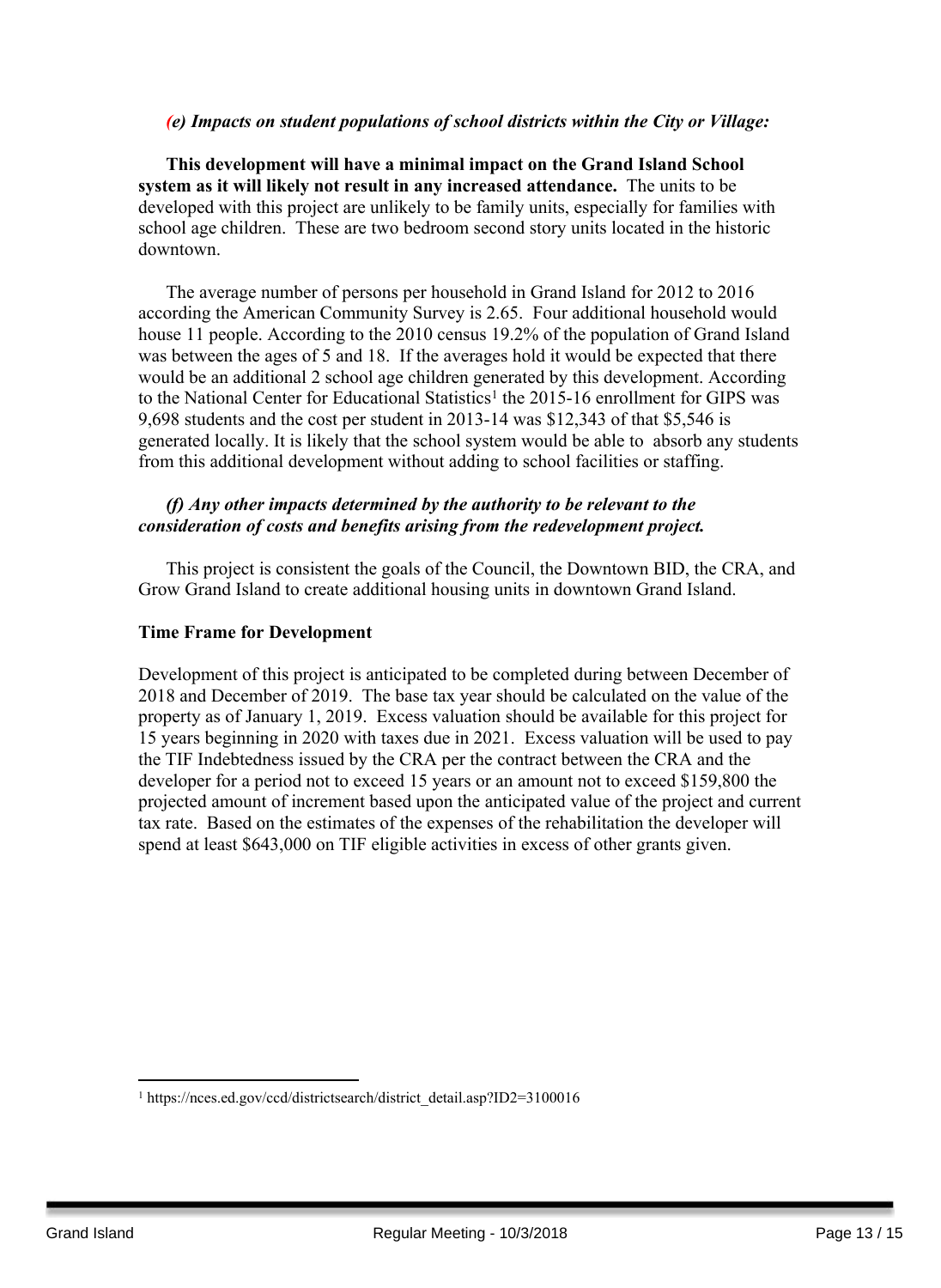*(e) Impacts on student populations of school districts within the City or Village:*

**This development will have a minimal impact on the Grand Island School system as it will likely not result in any increased attendance.** The units to be developed with this project are unlikely to be family units, especially for families with school age children. These are two bedroom second story units located in the historic downtown.

The average number of persons per household in Grand Island for 2012 to 2016 according the American Community Survey is 2.65. Four additional household would house 11 people. According to the 2010 census 19.2% of the population of Grand Island was between the ages of 5 and 18. If the averages hold it would be expected that there would be an additional 2 school age children generated by this development. According to the National Center for Educational Statistics[1] the 2015-16 enrollment for GIPS was 9,698 students and the cost per student in 2013-14 was $12,343 of that $5,546 is generated locally. It is likely that the school system would be able to absorb any students from this additional development without adding to school facilities or staffing.

***(f) Any other impacts determined by the authority to be relevant to the consideration of costs and benefits arising from the redevelopment project.***

This project is consistent the goals of the Council, the Downtown BID, the CRA, and Grow Grand Island to create additional housing units in downtown Grand Island.

**Time Frame for Development**

Development of this project is anticipated to be completed during between December of 2018 and December of 2019. The base tax year should be calculated on the value of the property as of January 1, 2019. Excess valuation should be available for this project for 15 years beginning in 2020 with taxes due in 2021. Excess valuation will be used to pay the TIF Indebtedness issued by the CRA per the contract between the CRA and the developer for a period not to exceed 15 years or an amount not to exceed $159,800 the projected amount of increment based upon the anticipated value of the project and current tax rate. Based on the estimates of the expenses of the rehabilitation the developer will spend at least $643,000 on TIF eligible activities in excess of other grants given.

---

[1] https://nces.ed.gov/ccd/districtsearch/district_detail.asp?ID2=3100016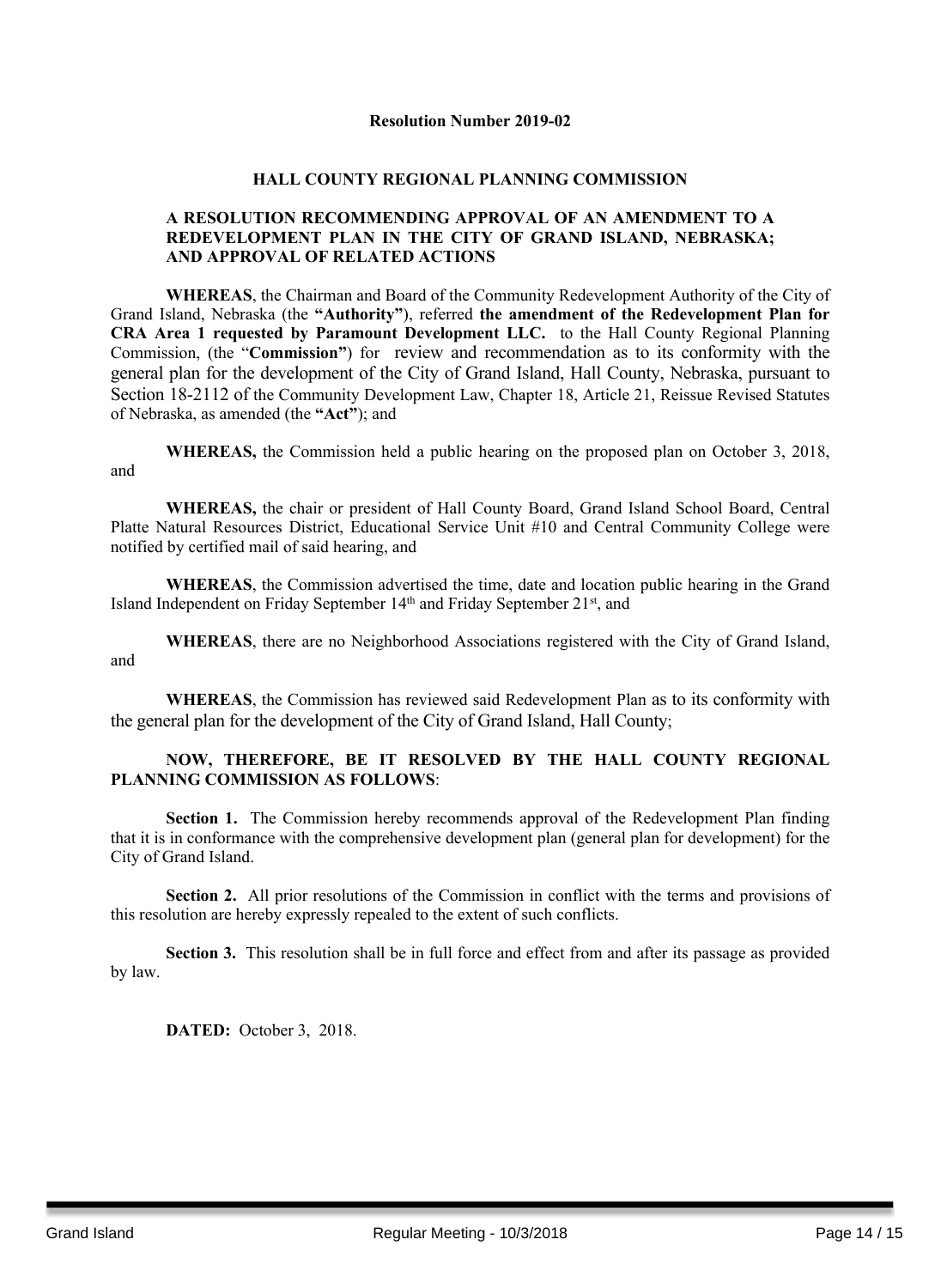**Resolution Number 2019-02**

**HALL COUNTY REGIONAL PLANNING COMMISSION**

**A RESOLUTION RECOMMENDING APPROVAL OF AN AMENDMENT TO A REDEVELOPMENT PLAN IN THE CITY OF GRAND ISLAND, NEBRASKA; AND APPROVAL OF RELATED ACTIONS**

**WHEREAS**, the Chairman and Board of the Community Redevelopment Authority of the City of Grand Island, Nebraska (the **"Authority"**), referred **the amendment of the Redevelopment Plan for CRA Area 1 requested by Paramount Development LLC.** to the Hall County Regional Planning Commission, (the "**Commission"**) for review and recommendation as to its conformity with the general plan for the development of the City of Grand Island, Hall County, Nebraska, pursuant to Section 18-2112 of the Community Development Law, Chapter 18, Article 21, Reissue Revised Statutes of Nebraska, as amended (the **"Act"**); and

**WHEREAS,** the Commission held a public hearing on the proposed plan on October 3, 2018, and

**WHEREAS,** the chair or president of Hall County Board, Grand Island School Board, Central Platte Natural Resources District, Educational Service Unit #10 and Central Community College were notified by certified mail of said hearing, and

**WHEREAS**, the Commission advertised the time, date and location public hearing in the Grand Island Independent on Friday September 14th and Friday September 21st, and

**WHEREAS**, there are no Neighborhood Associations registered with the City of Grand Island, and

**WHEREAS**, the Commission has reviewed said Redevelopment Plan as to its conformity with the general plan for the development of the City of Grand Island, Hall County;

**NOW, THEREFORE, BE IT RESOLVED BY THE HALL COUNTY REGIONAL PLANNING COMMISSION AS FOLLOWS**:

**Section 1.** The Commission hereby recommends approval of the Redevelopment Plan finding that it is in conformance with the comprehensive development plan (general plan for development) for the City of Grand Island.

**Section 2.** All prior resolutions of the Commission in conflict with the terms and provisions of this resolution are hereby expressly repealed to the extent of such conflicts.

**Section 3.** This resolution shall be in full force and effect from and after its passage as provided by law.

**DATED:** October 3, 2018.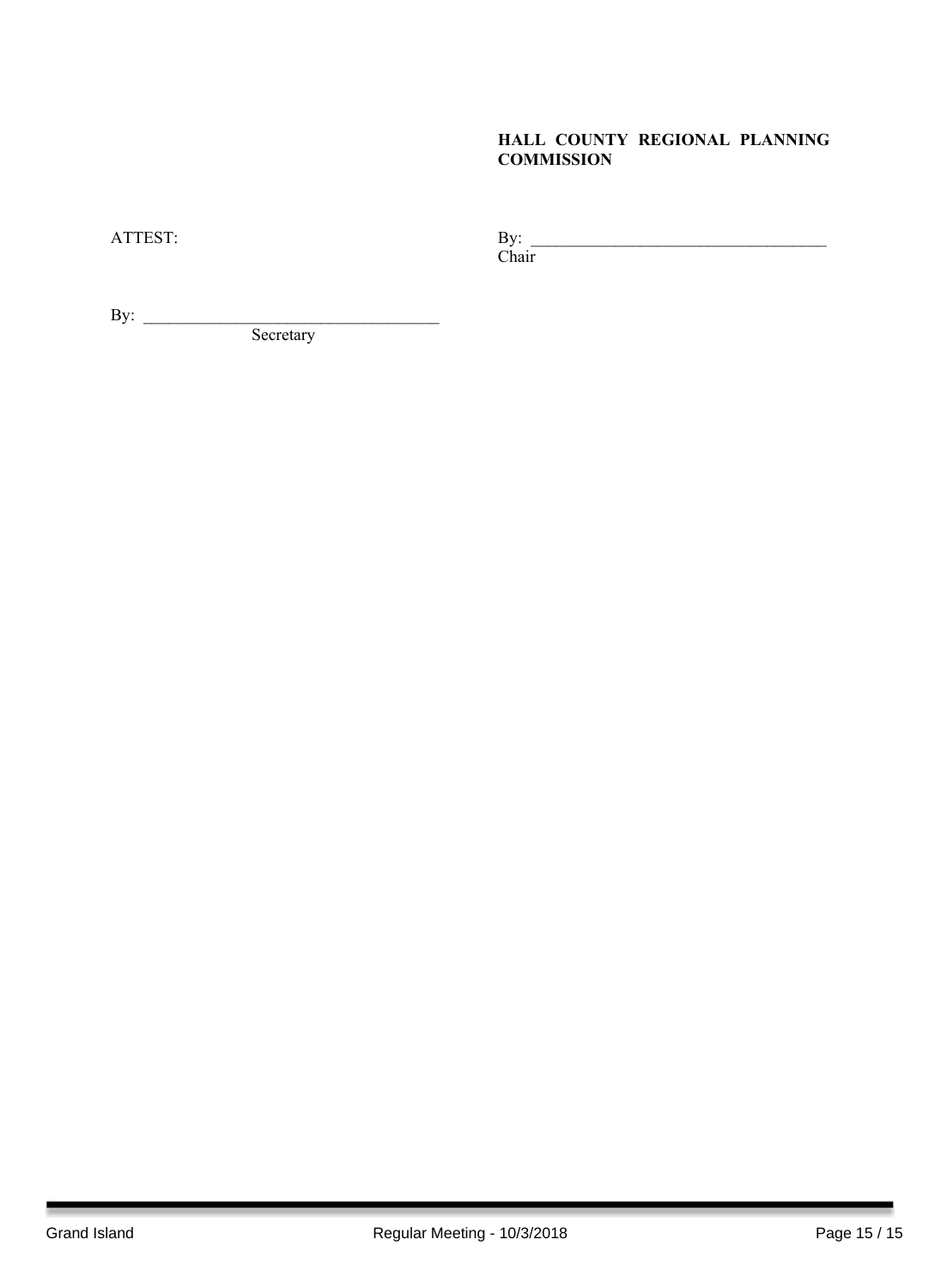**HALL COUNTY REGIONAL PLANNING COMMISSION**

ATTEST:

By: ___________________________________
Chair

By: ___________________________________
Secretary